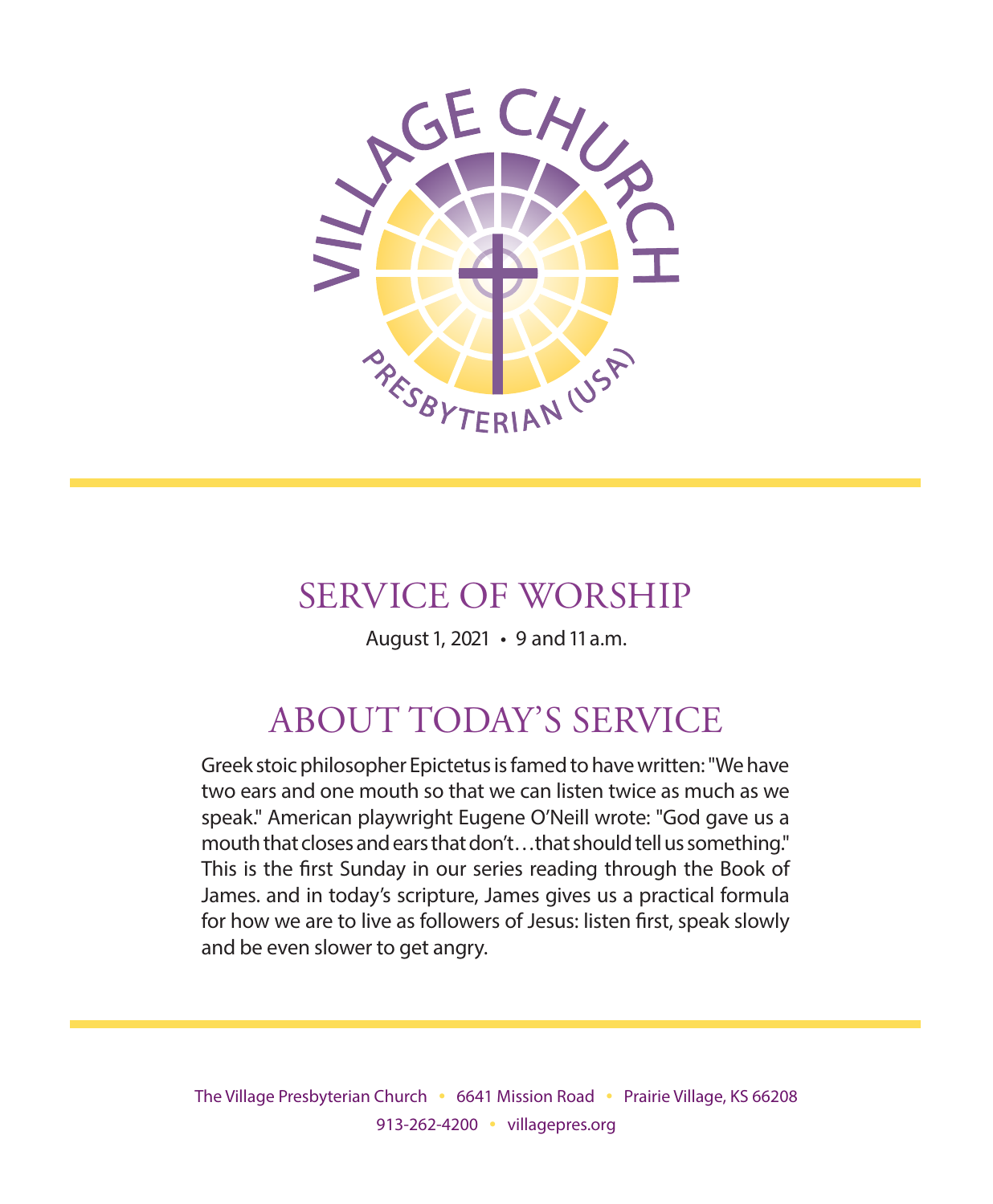VILLAGE CHURCH

PRESBYTERIAN (USA)

# SERVICE OF WORSHIP

August 1, 2021 • 9 and 11 a.m.

## ABOUT TODAY'S SERVICE

Greek stoic philosopher Epictetus is famed to have written: "We have two ears and one mouth so that we can listen twice as much as we speak." American playwright Eugene O'Neill wrote: "God gave us a mouth that closes and ears that don't…that should tell us something." This is the first Sunday in our series reading through the Book of James. and in today's scripture, James gives us a practical formula for how we are to live as followers of Jesus: listen first, speak slowly and be even slower to get angry.

The Village Presbyterian Church • 6641 Mission Road • Prairie Village, KS 66208
913-262-4200 • villagepres.org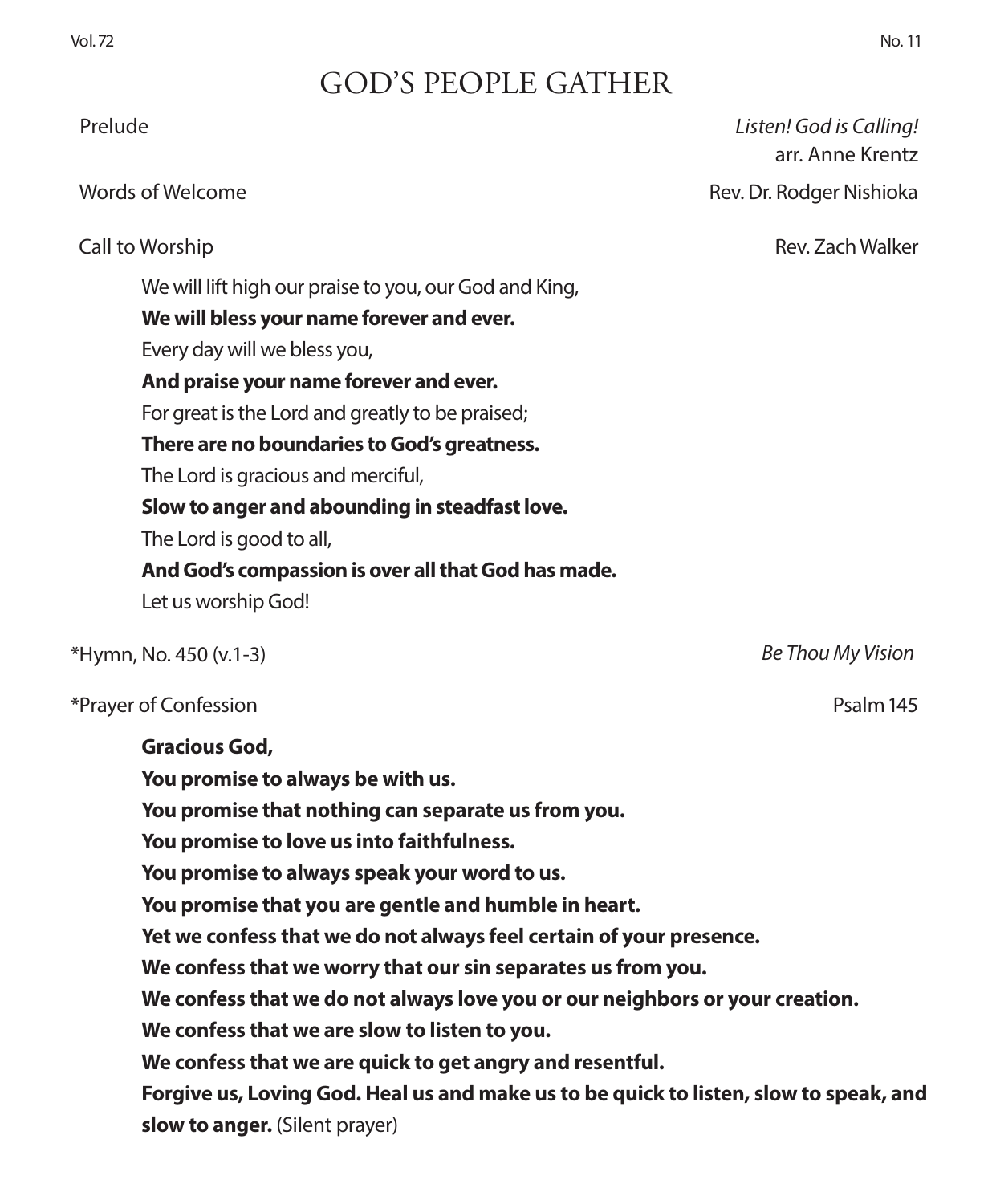# GOD'S PEOPLE GATHER

Prelude *Listen! God is Calling!*
arr. Anne Krentz

Words of Welcome Rev. Dr. Rodger Nishioka

Call to Worship Rev. Zach Walker

> We will lift high our praise to you, our God and King,
> **We will bless your name forever and ever.**
> Every day will we bless you,
> **And praise your name forever and ever.**
> For great is the Lord and greatly to be praised;
> **There are no boundaries to God's greatness.**
> The Lord is gracious and merciful,
> **Slow to anger and abounding in steadfast love.**
> The Lord is good to all,
> **And God's compassion is over all that God has made.**
> Let us worship God!

*Hymn, No. 450 (v.1-3) *Be Thou My Vision*

*Prayer of Confession Psalm 145

> **Gracious God,**
> **You promise to always be with us.**
> **You promise that nothing can separate us from you.**
> **You promise to love us into faithfulness.**
> **You promise to always speak your word to us.**
> **You promise that you are gentle and humble in heart.**
> **Yet we confess that we do not always feel certain of your presence.**
> **We confess that we worry that our sin separates us from you.**
> **We confess that we do not always love you or our neighbors or your creation.**
> **We confess that we are slow to listen to you.**
> **We confess that we are quick to get angry and resentful.**
> **Forgive us, Loving God. Heal us and make us to be quick to listen, slow to speak, and slow to anger.** (Silent prayer)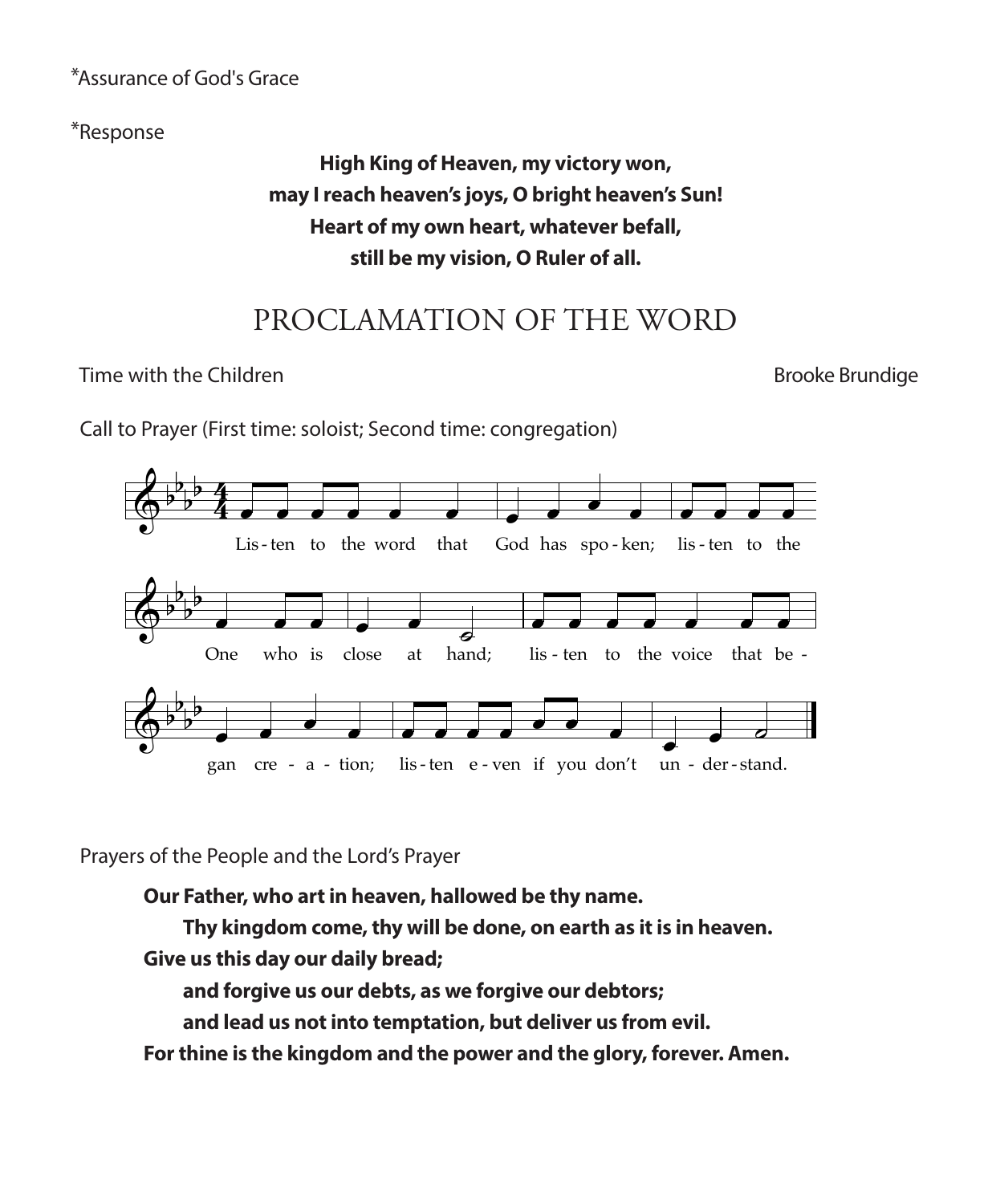*Assurance of God's Grace

*Response

**High King of Heaven, my victory won,**
**may I reach heaven's joys, O bright heaven's Sun!**
**Heart of my own heart, whatever befall,**
**still be my vision, O Ruler of all.**

# PROCLAMATION OF THE WORD

Time with the Children — Brooke Brundige

Call to Prayer (First time: soloist; Second time: congregation)

Lis - ten to the word that God has spo - ken; lis - ten to the One who is close at hand; lis - ten to the voice that be - gan cre - a - tion; lis - ten e - ven if you don't un - der - stand.

Prayers of the People and the Lord's Prayer

**Our Father, who art in heaven, hallowed be thy name.**
**Thy kingdom come, thy will be done, on earth as it is in heaven.**
**Give us this day our daily bread;**
**and forgive us our debts, as we forgive our debtors;**
**and lead us not into temptation, but deliver us from evil.**
**For thine is the kingdom and the power and the glory, forever. Amen.**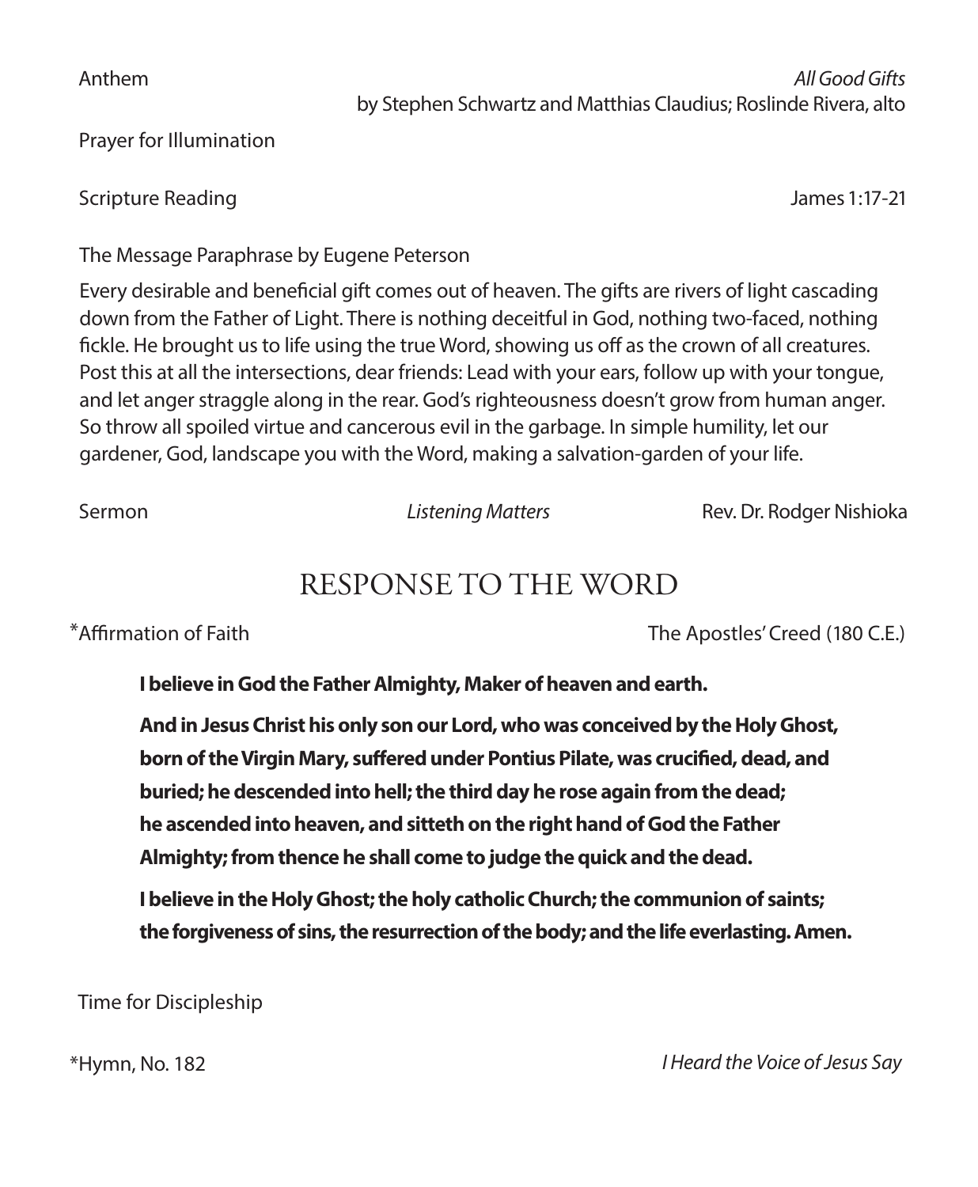Anthem *All Good Gifts*
by Stephen Schwartz and Matthias Claudius; Roslinde Rivera, alto

Prayer for Illumination

Scripture Reading James 1:17-21

The Message Paraphrase by Eugene Peterson

Every desirable and beneficial gift comes out of heaven. The gifts are rivers of light cascading down from the Father of Light. There is nothing deceitful in God, nothing two-faced, nothing fickle. He brought us to life using the true Word, showing us off as the crown of all creatures. Post this at all the intersections, dear friends: Lead with your ears, follow up with your tongue, and let anger straggle along in the rear. God's righteousness doesn't grow from human anger. So throw all spoiled virtue and cancerous evil in the garbage. In simple humility, let our gardener, God, landscape you with the Word, making a salvation-garden of your life.

Sermon *Listening Matters* Rev. Dr. Rodger Nishioka

## RESPONSE TO THE WORD

*Affirmation of Faith The Apostles' Creed (180 C.E.)

**I believe in God the Father Almighty, Maker of heaven and earth.**

**And in Jesus Christ his only son our Lord, who was conceived by the Holy Ghost, born of the Virgin Mary, suffered under Pontius Pilate, was crucified, dead, and buried; he descended into hell; the third day he rose again from the dead; he ascended into heaven, and sitteth on the right hand of God the Father Almighty; from thence he shall come to judge the quick and the dead.**

**I believe in the Holy Ghost; the holy catholic Church; the communion of saints; the forgiveness of sins, the resurrection of the body; and the life everlasting. Amen.**

Time for Discipleship

*Hymn, No. 182 *I Heard the Voice of Jesus Say*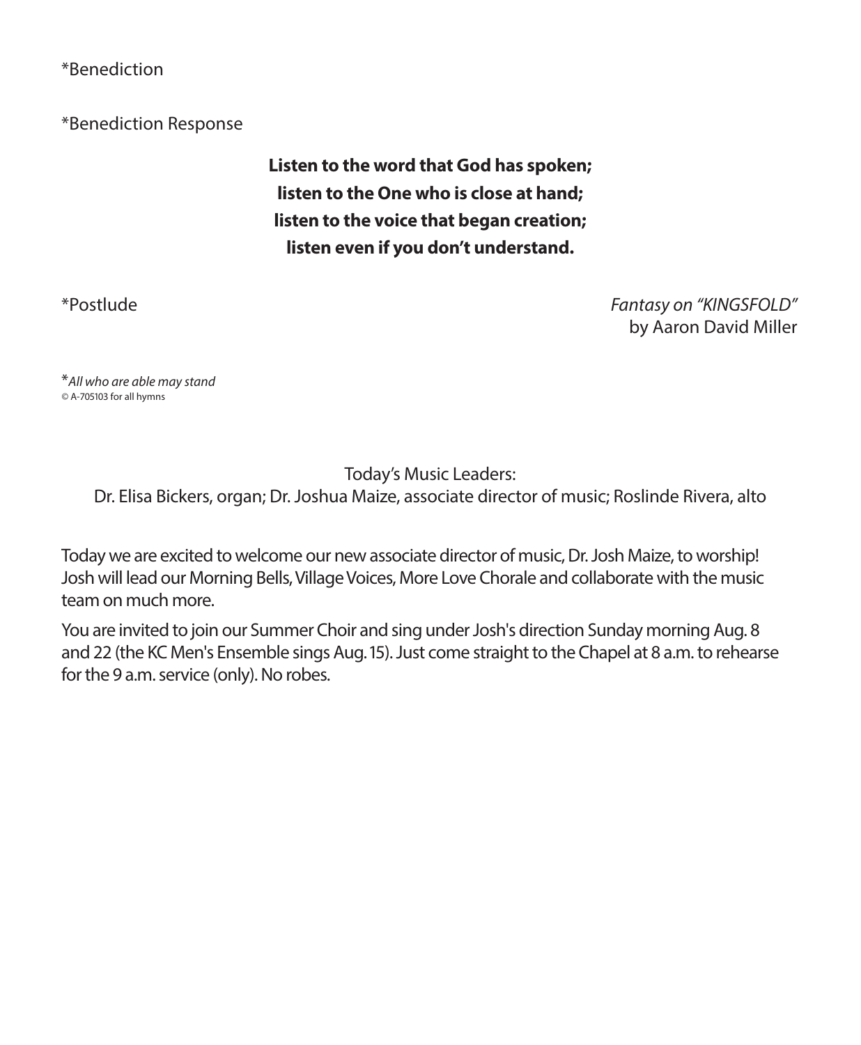*Benediction

*Benediction Response

**Listen to the word that God has spoken;**
**listen to the One who is close at hand;**
**listen to the voice that began creation;**
**listen even if you don't understand.**

*Postlude *Fantasy on "KINGSFOLD"* by Aaron David Miller

**All who are able may stand*
© A-705103 for all hymns

Today's Music Leaders:
Dr. Elisa Bickers, organ; Dr. Joshua Maize, associate director of music; Roslinde Rivera, alto

Today we are excited to welcome our new associate director of music, Dr. Josh Maize, to worship! Josh will lead our Morning Bells, Village Voices, More Love Chorale and collaborate with the music team on much more.

You are invited to join our Summer Choir and sing under Josh's direction Sunday morning Aug. 8 and 22 (the KC Men's Ensemble sings Aug. 15). Just come straight to the Chapel at 8 a.m. to rehearse for the 9 a.m. service (only). No robes.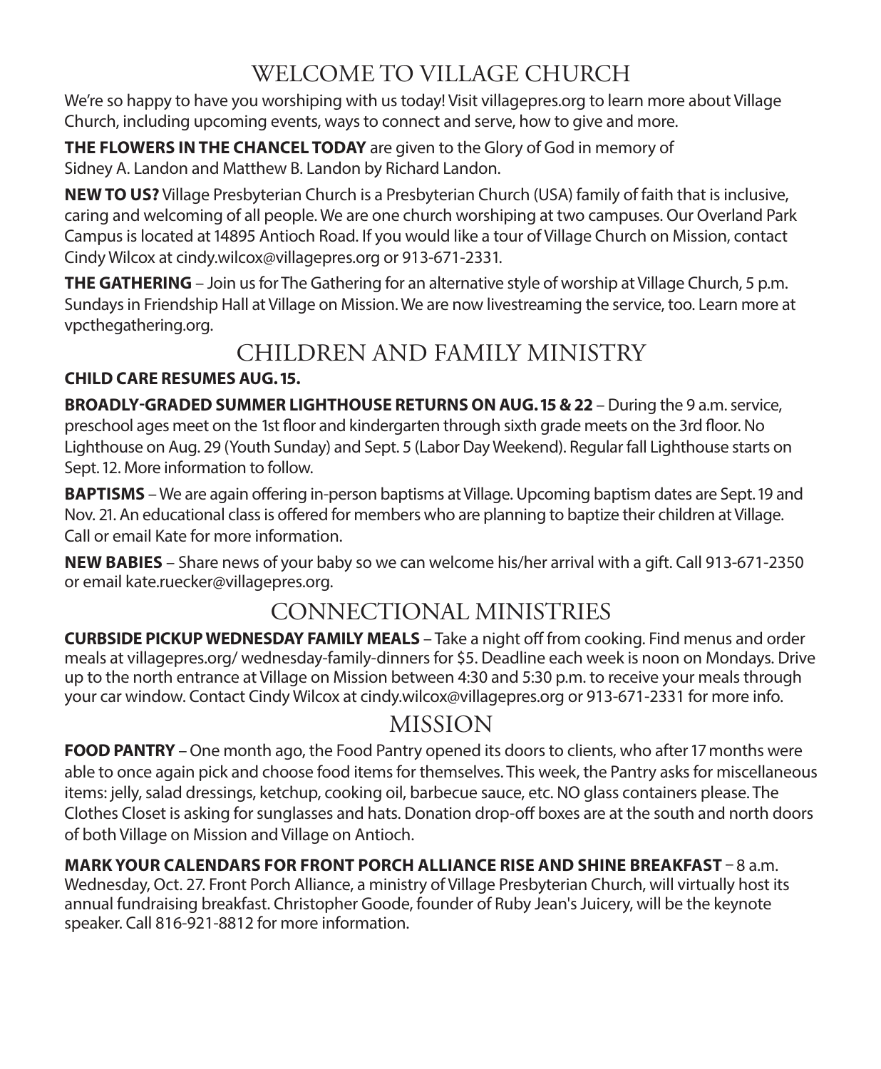# WELCOME TO VILLAGE CHURCH

We're so happy to have you worshiping with us today! Visit villagepres.org to learn more about Village Church, including upcoming events, ways to connect and serve, how to give and more.

**THE FLOWERS IN THE CHANCEL TODAY** are given to the Glory of God in memory of Sidney A. Landon and Matthew B. Landon by Richard Landon.

**NEW TO US?** Village Presbyterian Church is a Presbyterian Church (USA) family of faith that is inclusive, caring and welcoming of all people. We are one church worshiping at two campuses. Our Overland Park Campus is located at 14895 Antioch Road. If you would like a tour of Village Church on Mission, contact Cindy Wilcox at cindy.wilcox@villagepres.org or 913-671-2331.

**THE GATHERING** – Join us for The Gathering for an alternative style of worship at Village Church, 5 p.m. Sundays in Friendship Hall at Village on Mission. We are now livestreaming the service, too. Learn more at vpcthegathering.org.

# CHILDREN AND FAMILY MINISTRY

**CHILD CARE RESUMES AUG. 15.**

**BROADLY-GRADED SUMMER LIGHTHOUSE RETURNS ON AUG. 15 & 22** – During the 9 a.m. service, preschool ages meet on the 1st floor and kindergarten through sixth grade meets on the 3rd floor. No Lighthouse on Aug. 29 (Youth Sunday) and Sept. 5 (Labor Day Weekend). Regular fall Lighthouse starts on Sept. 12. More information to follow.

**BAPTISMS** – We are again offering in-person baptisms at Village. Upcoming baptism dates are Sept. 19 and Nov. 21. An educational class is offered for members who are planning to baptize their children at Village. Call or email Kate for more information.

**NEW BABIES** – Share news of your baby so we can welcome his/her arrival with a gift. Call 913-671-2350 or email kate.ruecker@villagepres.org.

# CONNECTIONAL MINISTRIES

**CURBSIDE PICKUP WEDNESDAY FAMILY MEALS** – Take a night off from cooking. Find menus and order meals at villagepres.org/ wednesday-family-dinners for $5. Deadline each week is noon on Mondays. Drive up to the north entrance at Village on Mission between 4:30 and 5:30 p.m. to receive your meals through your car window. Contact Cindy Wilcox at cindy.wilcox@villagepres.org or 913-671-2331 for more info.

# MISSION

**FOOD PANTRY** – One month ago, the Food Pantry opened its doors to clients, who after 17 months were able to once again pick and choose food items for themselves. This week, the Pantry asks for miscellaneous items: jelly, salad dressings, ketchup, cooking oil, barbecue sauce, etc. NO glass containers please. The Clothes Closet is asking for sunglasses and hats. Donation drop-off boxes are at the south and north doors of both Village on Mission and Village on Antioch.

**MARK YOUR CALENDARS FOR FRONT PORCH ALLIANCE RISE AND SHINE BREAKFAST** – 8 a.m. Wednesday, Oct. 27. Front Porch Alliance, a ministry of Village Presbyterian Church, will virtually host its annual fundraising breakfast. Christopher Goode, founder of Ruby Jean's Juicery, will be the keynote speaker. Call 816-921-8812 for more information.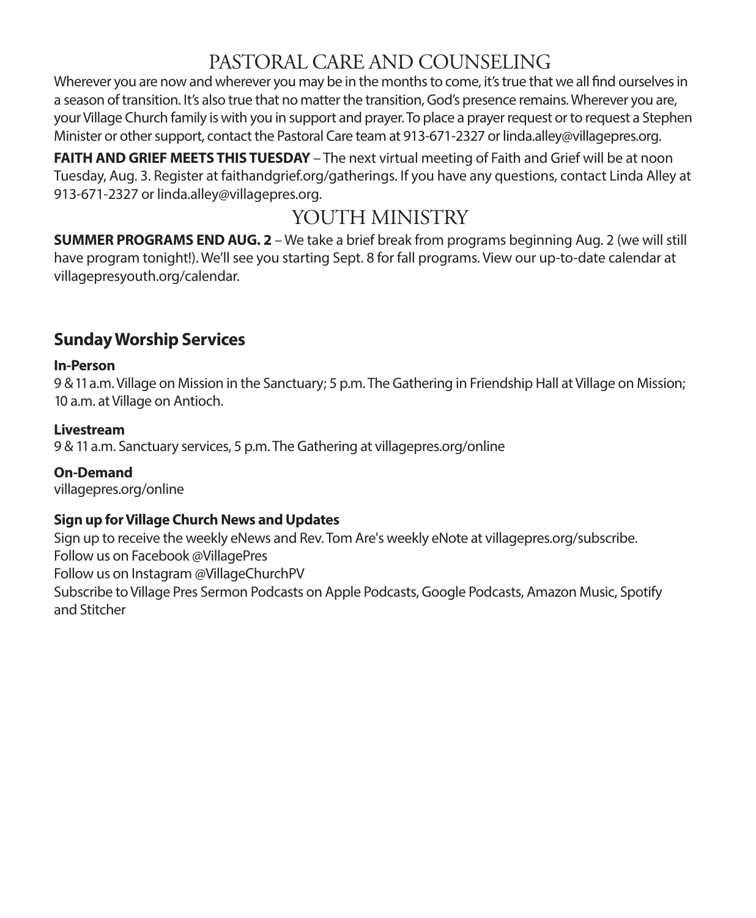# PASTORAL CARE AND COUNSELING

Wherever you are now and wherever you may be in the months to come, it's true that we all find ourselves in a season of transition. It's also true that no matter the transition, God's presence remains. Wherever you are, your Village Church family is with you in support and prayer. To place a prayer request or to request a Stephen Minister or other support, contact the Pastoral Care team at 913-671-2327 or linda.alley@villagepres.org.

**FAITH AND GRIEF MEETS THIS TUESDAY** – The next virtual meeting of Faith and Grief will be at noon Tuesday, Aug. 3. Register at faithandgrief.org/gatherings. If you have any questions, contact Linda Alley at 913-671-2327 or linda.alley@villagepres.org.

# YOUTH MINISTRY

**SUMMER PROGRAMS END AUG. 2** – We take a brief break from programs beginning Aug. 2 (we will still have program tonight!). We'll see you starting Sept. 8 for fall programs. View our up-to-date calendar at villagepresyouth.org/calendar.

## Sunday Worship Services

**In-Person**
9 & 11 a.m. Village on Mission in the Sanctuary; 5 p.m. The Gathering in Friendship Hall at Village on Mission; 10 a.m. at Village on Antioch.

**Livestream**
9 & 11 a.m. Sanctuary services, 5 p.m. The Gathering at villagepres.org/online

**On-Demand**
villagepres.org/online

**Sign up for Village Church News and Updates**
Sign up to receive the weekly eNews and Rev. Tom Are's weekly eNote at villagepres.org/subscribe.
Follow us on Facebook @VillagePres
Follow us on Instagram @VillageChurchPV
Subscribe to Village Pres Sermon Podcasts on Apple Podcasts, Google Podcasts, Amazon Music, Spotify and Stitcher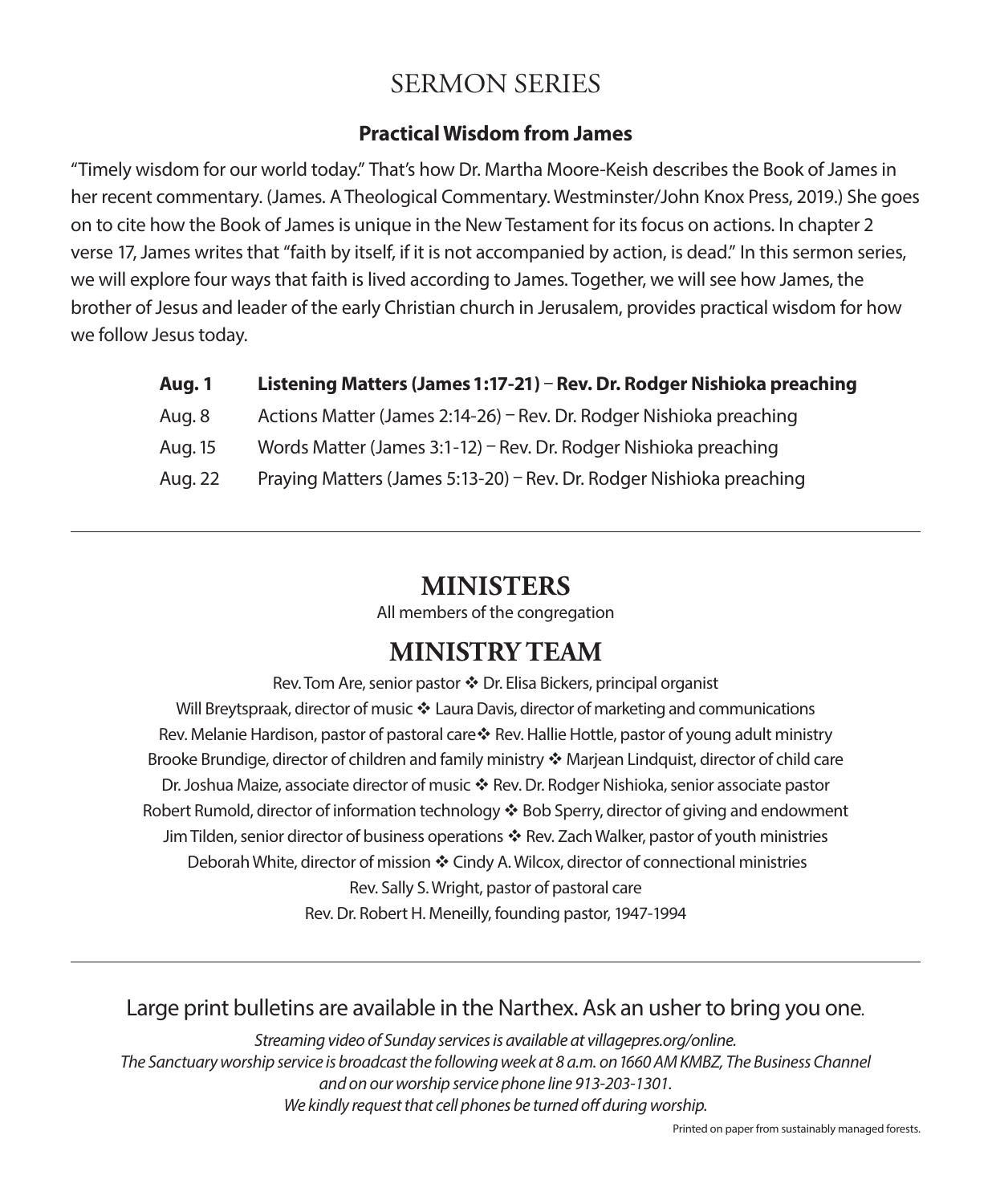# SERMON SERIES

## Practical Wisdom from James

"Timely wisdom for our world today." That's how Dr. Martha Moore-Keish describes the Book of James in her recent commentary. (James. A Theological Commentary. Westminster/John Knox Press, 2019.) She goes on to cite how the Book of James is unique in the New Testament for its focus on actions. In chapter 2 verse 17, James writes that "faith by itself, if it is not accompanied by action, is dead." In this sermon series, we will explore four ways that faith is lived according to James. Together, we will see how James, the brother of Jesus and leader of the early Christian church in Jerusalem, provides practical wisdom for how we follow Jesus today.

| | |
|---|---|
| **Aug. 1** | **Listening Matters (James 1:17-21) – Rev. Dr. Rodger Nishioka preaching** |
| Aug. 8 | Actions Matter (James 2:14-26) – Rev. Dr. Rodger Nishioka preaching |
| Aug. 15 | Words Matter (James 3:1-12) – Rev. Dr. Rodger Nishioka preaching |
| Aug. 22 | Praying Matters (James 5:13-20) – Rev. Dr. Rodger Nishioka preaching |

---

# MINISTERS

All members of the congregation

# MINISTRY TEAM

Rev. Tom Are, senior pastor ❖ Dr. Elisa Bickers, principal organist
Will Breytspraak, director of music ❖ Laura Davis, director of marketing and communications
Rev. Melanie Hardison, pastor of pastoral care❖ Rev. Hallie Hottle, pastor of young adult ministry
Brooke Brundige, director of children and family ministry ❖ Marjean Lindquist, director of child care
Dr. Joshua Maize, associate director of music ❖ Rev. Dr. Rodger Nishioka, senior associate pastor
Robert Rumold, director of information technology ❖ Bob Sperry, director of giving and endowment
Jim Tilden, senior director of business operations ❖ Rev. Zach Walker, pastor of youth ministries
Deborah White, director of mission ❖ Cindy A. Wilcox, director of connectional ministries
Rev. Sally S. Wright, pastor of pastoral care
Rev. Dr. Robert H. Meneilly, founding pastor, 1947-1994

---

Large print bulletins are available in the Narthex. Ask an usher to bring you one.

*Streaming video of Sunday services is available at villagepres.org/online.*
*The Sanctuary worship service is broadcast the following week at 8 a.m. on 1660 AM KMBZ, The Business Channel and on our worship service phone line 913-203-1301.*
*We kindly request that cell phones be turned off during worship.*

Printed on paper from sustainably managed forests.